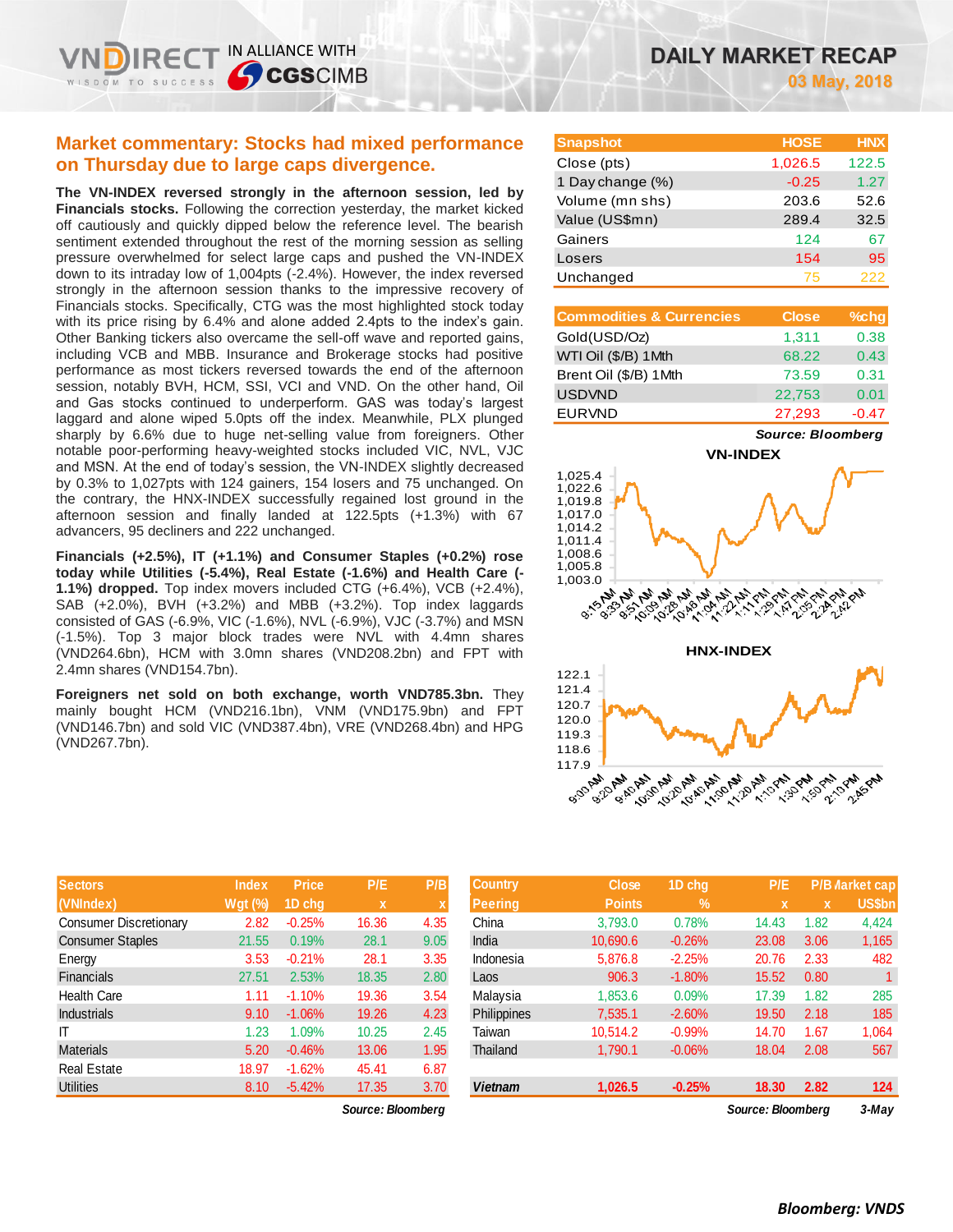# DAILY MARKET RECAP

**03 May, 2018**

## Market commentary: Stocks had mixed performance on Thursday due to large caps divergence.

**The VN-INDEX reversed strongly in the afternoon session, led by Financials stocks.** Following the correction yesterday, the market kicked off cautiously and quickly dipped below the reference level. The bearish sentiment extended throughout the rest of the morning session as selling pressure overwhelmed for select large caps and pushed the VN-INDEX down to its intraday low of 1,004pts (-2.4%). However, the index reversed strongly in the afternoon session thanks to the impressive recovery of Financials stocks. Specifically, CTG was the most highlighted stock today with its price rising by 6.4% and alone added 2.4pts to the index's gain. Other Banking tickers also overcame the sell-off wave and reported gains, including VCB and MBB. Insurance and Brokerage stocks had positive performance as most tickers reversed towards the end of the afternoon session, notably BVH, HCM, SSI, VCI and VND. On the other hand, Oil and Gas stocks continued to underperform. GAS was today's largest laggard and alone wiped 5.0pts off the index. Meanwhile, PLX plunged sharply by 6.6% due to huge net-selling value from foreigners. Other notable poor-performing heavy-weighted stocks included VIC, NVL, VJC and MSN. At the end of today's session, the VN-INDEX slightly decreased by 0.3% to 1,027pts with 124 gainers, 154 losers and 75 unchanged. On the contrary, the HNX-INDEX successfully regained lost ground in the afternoon session and finally landed at 122.5pts (+1.3%) with 67 advancers, 95 decliners and 222 unchanged.

**Financials (+2.5%), IT (+1.1%) and Consumer Staples (+0.2%) rose today while Utilities (-5.4%), Real Estate (-1.6%) and Health Care (-1.1%) dropped.** Top index movers included CTG (+6.4%), VCB (+2.4%), SAB (+2.0%), BVH (+3.2%) and MBB (+3.2%). Top index laggards consisted of GAS (-6.9%, VIC (-1.6%), NVL (-6.9%), VJC (-3.7%) and MSN (-1.5%). Top 3 major block trades were NVL with 4.4mn shares (VND264.6bn), HCM with 3.0mn shares (VND208.2bn) and FPT with 2.4mn shares (VND154.7bn).

**Foreigners net sold on both exchange, worth VND785.3bn.** They mainly bought HCM (VND216.1bn), VNM (VND175.9bn) and FPT (VND146.7bn) and sold VIC (VND387.4bn), VRE (VND268.4bn) and HPG (VND267.7bn).

| Snapshot | HOSE | HNX |
|---|---|---|
| Close (pts) | 1,026.5 | 122.5 |
| 1 Day change (%) | -0.25 | 1.27 |
| Volume (mn shs) | 203.6 | 52.6 |
| Value (US$mn) | 289.4 | 32.5 |
| Gainers | 124 | 67 |
| Losers | 154 | 95 |
| Unchanged | 75 | 222 |

| Commodities & Currencies | Close | %chg |
|---|---|---|
| Gold(USD/Oz) | 1,311 | 0.38 |
| WTI Oil ($/B) 1Mth | 68.22 | 0.43 |
| Brent Oil ($/B) 1Mth | 73.59 | 0.31 |
| USDVND | 22,753 | 0.01 |
| EURVND | 27,293 | -0.47 |

*Source: Bloomberg*

VN-INDEX

HNX-INDEX

| Sectors (VNIndex) | Index Wgt (%) | Price 1D chg | P/E x | P/B x |
|---|---|---|---|---|
| Consumer Discretionary | 2.82 | -0.25% | 16.36 | 4.35 |
| Consumer Staples | 21.55 | 0.19% | 28.1 | 9.05 |
| Energy | 3.53 | -0.21% | 28.1 | 3.35 |
| Financials | 27.51 | 2.53% | 18.35 | 2.80 |
| Health Care | 1.11 | -1.10% | 19.36 | 3.54 |
| Industrials | 9.10 | -1.06% | 19.26 | 4.23 |
| IT | 1.23 | 1.09% | 10.25 | 2.45 |
| Materials | 5.20 | -0.46% | 13.06 | 1.95 |
| Real Estate | 18.97 | -1.62% | 45.41 | 6.87 |
| Utilities | 8.10 | -5.42% | 17.35 | 3.70 |

*Source: Bloomberg*

| Country Peering | Close Points | 1D chg % | P/E x | P/B x | Market cap US$bn |
|---|---|---|---|---|---|
| China | 3,793.0 | 0.78% | 14.43 | 1.82 | 4,424 |
| India | 10,690.6 | -0.26% | 23.08 | 3.06 | 1,165 |
| Indonesia | 5,876.8 | -2.25% | 20.76 | 2.33 | 482 |
| Laos | 906.3 | -1.80% | 15.52 | 0.80 | 1 |
| Malaysia | 1,853.6 | 0.09% | 17.39 | 1.82 | 285 |
| Philippines | 7,535.1 | -2.60% | 19.50 | 2.18 | 185 |
| Taiwan | 10,514.2 | -0.99% | 14.70 | 1.67 | 1,064 |
| Thailand | 1,790.1 | -0.06% | 18.04 | 2.08 | 567 |
| **Vietnam** | **1,026.5** | **-0.25%** | **18.30** | **2.82** | **124** |

*Source: Bloomberg* *3-May*

***Bloomberg: VNDS***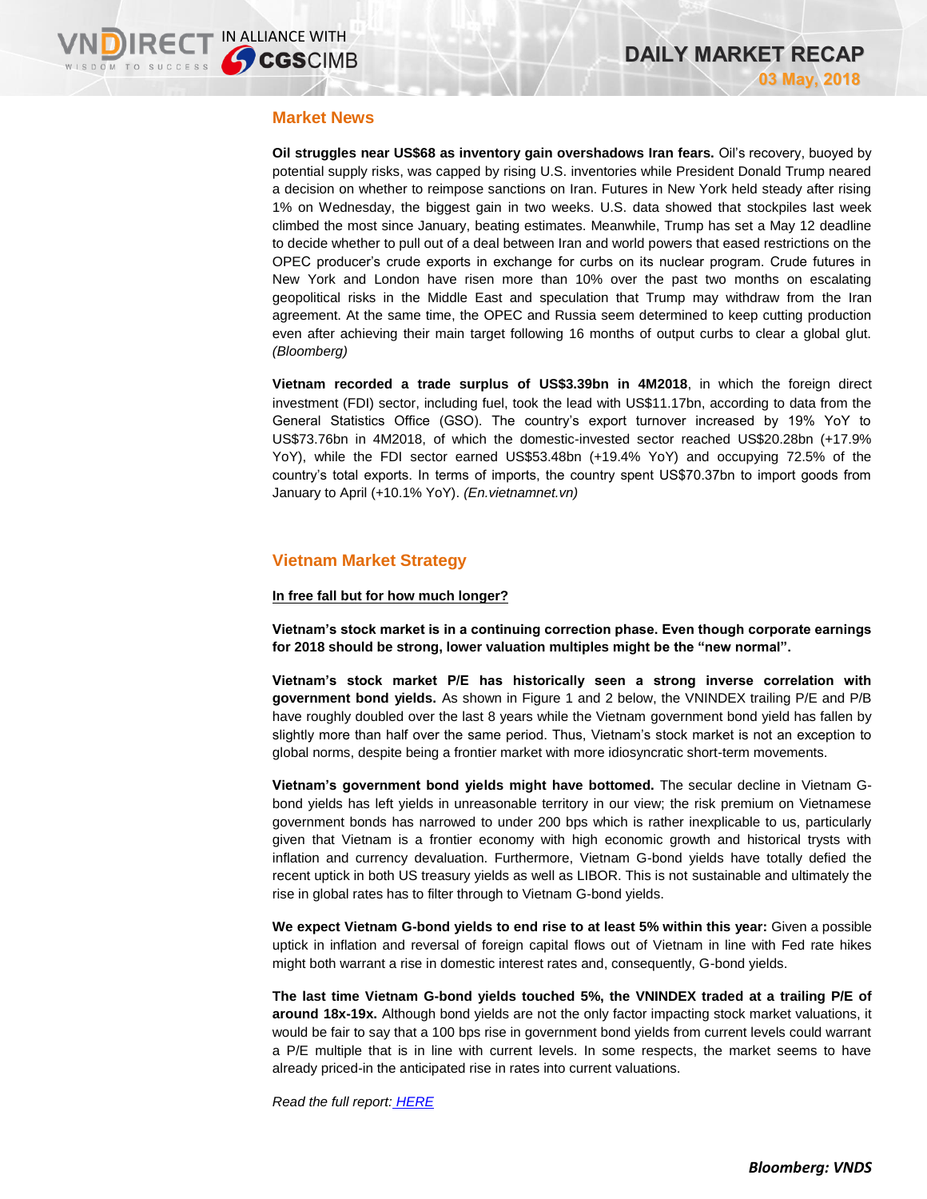## Market News

**Oil struggles near US$68 as inventory gain overshadows Iran fears.** Oil's recovery, buoyed by potential supply risks, was capped by rising U.S. inventories while President Donald Trump neared a decision on whether to reimpose sanctions on Iran. Futures in New York held steady after rising 1% on Wednesday, the biggest gain in two weeks. U.S. data showed that stockpiles last week climbed the most since January, beating estimates. Meanwhile, Trump has set a May 12 deadline to decide whether to pull out of a deal between Iran and world powers that eased restrictions on the OPEC producer's crude exports in exchange for curbs on its nuclear program. Crude futures in New York and London have risen more than 10% over the past two months on escalating geopolitical risks in the Middle East and speculation that Trump may withdraw from the Iran agreement. At the same time, the OPEC and Russia seem determined to keep cutting production even after achieving their main target following 16 months of output curbs to clear a global glut. *(Bloomberg)*

**Vietnam recorded a trade surplus of US$3.39bn in 4M2018**, in which the foreign direct investment (FDI) sector, including fuel, took the lead with US$11.17bn, according to data from the General Statistics Office (GSO). The country's export turnover increased by 19% YoY to US$73.76bn in 4M2018, of which the domestic-invested sector reached US$20.28bn (+17.9% YoY), while the FDI sector earned US$53.48bn (+19.4% YoY) and occupying 72.5% of the country's total exports. In terms of imports, the country spent US$70.37bn to import goods from January to April (+10.1% YoY). *(En.vietnamnet.vn)*

## Vietnam Market Strategy

**In free fall but for how much longer?**

**Vietnam's stock market is in a continuing correction phase. Even though corporate earnings for 2018 should be strong, lower valuation multiples might be the "new normal".**

**Vietnam's stock market P/E has historically seen a strong inverse correlation with government bond yields.** As shown in Figure 1 and 2 below, the VNINDEX trailing P/E and P/B have roughly doubled over the last 8 years while the Vietnam government bond yield has fallen by slightly more than half over the same period. Thus, Vietnam's stock market is not an exception to global norms, despite being a frontier market with more idiosyncratic short-term movements.

**Vietnam's government bond yields might have bottomed.** The secular decline in Vietnam G-bond yields has left yields in unreasonable territory in our view; the risk premium on Vietnamese government bonds has narrowed to under 200 bps which is rather inexplicable to us, particularly given that Vietnam is a frontier economy with high economic growth and historical trysts with inflation and currency devaluation. Furthermore, Vietnam G-bond yields have totally defied the recent uptick in both US treasury yields as well as LIBOR. This is not sustainable and ultimately the rise in global rates has to filter through to Vietnam G-bond yields.

**We expect Vietnam G-bond yields to end rise to at least 5% within this year:** Given a possible uptick in inflation and reversal of foreign capital flows out of Vietnam in line with Fed rate hikes might both warrant a rise in domestic interest rates and, consequently, G-bond yields.

**The last time Vietnam G-bond yields touched 5%, the VNINDEX traded at a trailing P/E of around 18x-19x.** Although bond yields are not the only factor impacting stock market valuations, it would be fair to say that a 100 bps rise in government bond yields from current levels could warrant a P/E multiple that is in line with current levels. In some respects, the market seems to have already priced-in the anticipated rise in rates into current valuations.

*Read the full report: HERE*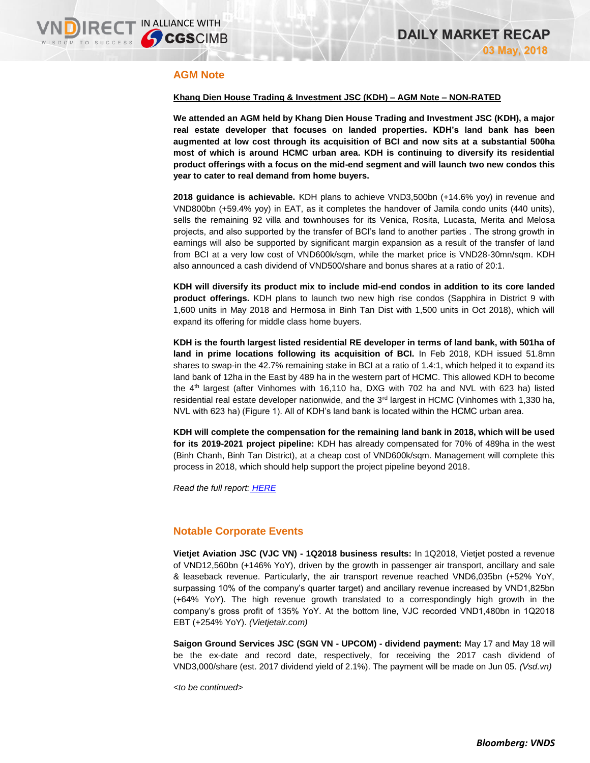## AGM Note

**Khang Dien House Trading & Investment JSC (KDH) – AGM Note – NON-RATED**

**We attended an AGM held by Khang Dien House Trading and Investment JSC (KDH), a major real estate developer that focuses on landed properties. KDH's land bank has been augmented at low cost through its acquisition of BCI and now sits at a substantial 500ha most of which is around HCMC urban area. KDH is continuing to diversify its residential product offerings with a focus on the mid-end segment and will launch two new condos this year to cater to real demand from home buyers.**

**2018 guidance is achievable.** KDH plans to achieve VND3,500bn (+14.6% yoy) in revenue and VND800bn (+59.4% yoy) in EAT, as it completes the handover of Jamila condo units (440 units), sells the remaining 92 villa and townhouses for its Venica, Rosita, Lucasta, Merita and Melosa projects, and also supported by the transfer of BCI's land to another parties . The strong growth in earnings will also be supported by significant margin expansion as a result of the transfer of land from BCI at a very low cost of VND600k/sqm, while the market price is VND28-30mn/sqm. KDH also announced a cash dividend of VND500/share and bonus shares at a ratio of 20:1.

**KDH will diversify its product mix to include mid-end condos in addition to its core landed product offerings.** KDH plans to launch two new high rise condos (Sapphira in District 9 with 1,600 units in May 2018 and Hermosa in Binh Tan Dist with 1,500 units in Oct 2018), which will expand its offering for middle class home buyers.

**KDH is the fourth largest listed residential RE developer in terms of land bank, with 501ha of land in prime locations following its acquisition of BCI.** In Feb 2018, KDH issued 51.8mn shares to swap-in the 42.7% remaining stake in BCI at a ratio of 1.4:1, which helped it to expand its land bank of 12ha in the East by 489 ha in the western part of HCMC. This allowed KDH to become the 4th largest (after Vinhomes with 16,110 ha, DXG with 702 ha and NVL with 623 ha) listed residential real estate developer nationwide, and the 3rd largest in HCMC (Vinhomes with 1,330 ha, NVL with 623 ha) (Figure 1). All of KDH's land bank is located within the HCMC urban area.

**KDH will complete the compensation for the remaining land bank in 2018, which will be used for its 2019-2021 project pipeline:** KDH has already compensated for 70% of 489ha in the west (Binh Chanh, Binh Tan District), at a cheap cost of VND600k/sqm. Management will complete this process in 2018, which should help support the project pipeline beyond 2018.

*Read the full report: HERE*

## Notable Corporate Events

**Vietjet Aviation JSC (VJC VN) - 1Q2018 business results:** In 1Q2018, Vietjet posted a revenue of VND12,560bn (+146% YoY), driven by the growth in passenger air transport, ancillary and sale & leaseback revenue. Particularly, the air transport revenue reached VND6,035bn (+52% YoY, surpassing 10% of the company's quarter target) and ancillary revenue increased by VND1,825bn (+64% YoY). The high revenue growth translated to a correspondingly high growth in the company's gross profit of 135% YoY. At the bottom line, VJC recorded VND1,480bn in 1Q2018 EBT (+254% YoY). *(Vietjetair.com)*

**Saigon Ground Services JSC (SGN VN - UPCOM) - dividend payment:** May 17 and May 18 will be the ex-date and record date, respectively, for receiving the 2017 cash dividend of VND3,000/share (est. 2017 dividend yield of 2.1%). The payment will be made on Jun 05. *(Vsd.vn)*

*<to be continued>*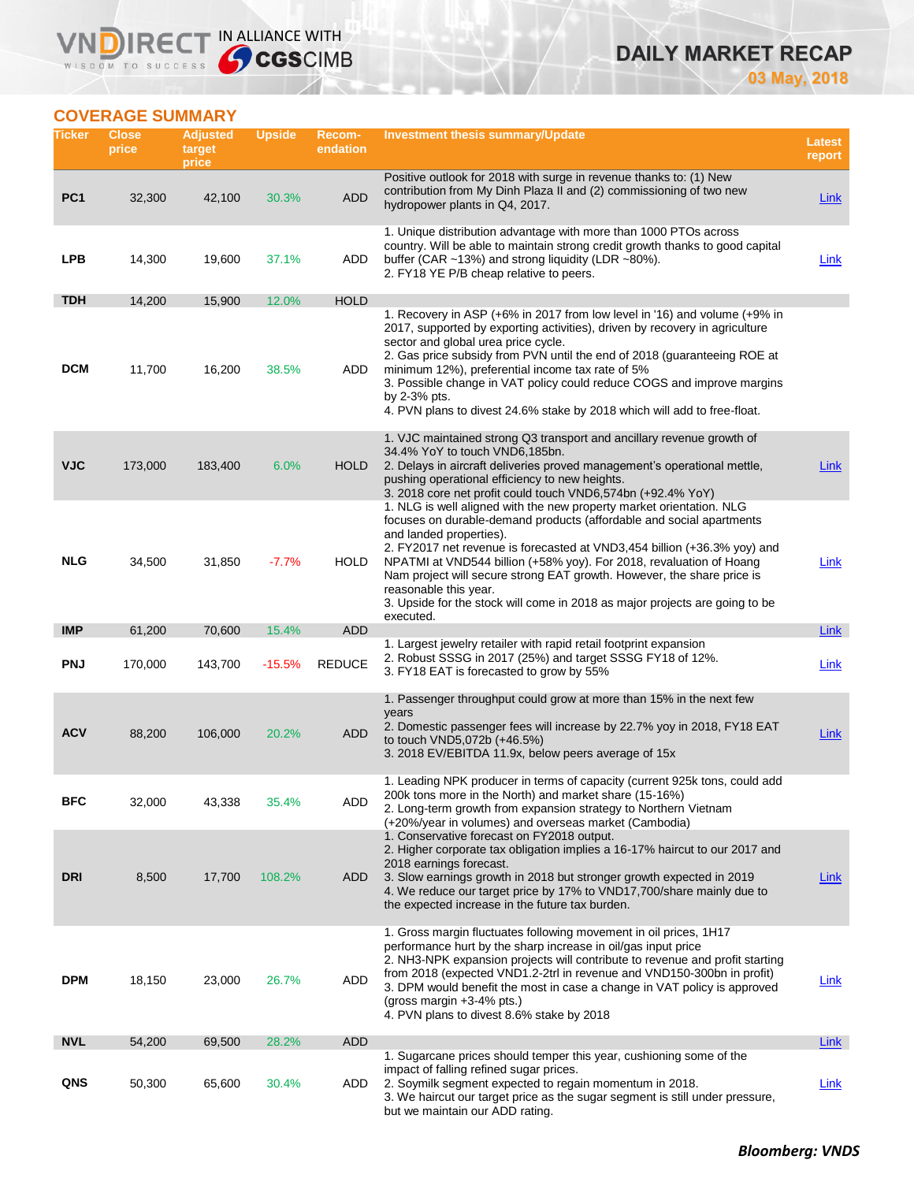# DAILY MARKET RECAP

03 May, 2018

## COVERAGE SUMMARY

| Ticker | Close price | Adjusted target price | Upside | Recom-endation | Investment thesis summary/Update | Latest report |
|---|---|---|---|---|---|---|
| PC1 | 32,300 | 42,100 | 30.3% | ADD | Positive outlook for 2018 with surge in revenue thanks to: (1) New contribution from My Dinh Plaza II and (2) commissioning of two new hydropower plants in Q4, 2017. | Link |
| LPB | 14,300 | 19,600 | 37.1% | ADD | 1. Unique distribution advantage with more than 1000 PTOs across country. Will be able to maintain strong credit growth thanks to good capital buffer (CAR ~13%) and strong liquidity (LDR ~80%).<br>2. FY18 YE P/B cheap relative to peers. | Link |
| TDH | 14,200 | 15,900 | 12.0% | HOLD | | |
| DCM | 11,700 | 16,200 | 38.5% | ADD | 1. Recovery in ASP (+6% in 2017 from low level in '16) and volume (+9% in 2017, supported by exporting activities), driven by recovery in agriculture sector and global urea price cycle.<br>2. Gas price subsidy from PVN until the end of 2018 (guaranteeing ROE at minimum 12%), preferential income tax rate of 5%<br>3. Possible change in VAT policy could reduce COGS and improve margins by 2-3% pts.<br>4. PVN plans to divest 24.6% stake by 2018 which will add to free-float. | |
| VJC | 173,000 | 183,400 | 6.0% | HOLD | 1. VJC maintained strong Q3 transport and ancillary revenue growth of 34.4% YoY to touch VND6,185bn.<br>2. Delays in aircraft deliveries proved management's operational mettle, pushing operational efficiency to new heights.<br>3. 2018 core net profit could touch VND6,574bn (+92.4% YoY) | Link |
| NLG | 34,500 | 31,850 | -7.7% | HOLD | 1. NLG is well aligned with the new property market orientation. NLG focuses on durable-demand products (affordable and social apartments and landed properties).<br>2. FY2017 net revenue is forecasted at VND3,454 billion (+36.3% yoy) and NPATMI at VND544 billion (+58% yoy). For 2018, revaluation of Hoang Nam project will secure strong EAT growth. However, the share price is reasonable this year.<br>3. Upside for the stock will come in 2018 as major projects are going to be executed. | Link |
| IMP | 61,200 | 70,600 | 15.4% | ADD | | Link |
| PNJ | 170,000 | 143,700 | -15.5% | REDUCE | 1. Largest jewelry retailer with rapid retail footprint expansion<br>2. Robust SSSG in 2017 (25%) and target SSSG FY18 of 12%.<br>3. FY18 EAT is forecasted to grow by 55% | Link |
| ACV | 88,200 | 106,000 | 20.2% | ADD | 1. Passenger throughput could grow at more than 15% in the next few years<br>2. Domestic passenger fees will increase by 22.7% yoy in 2018, FY18 EAT to touch VND5,072b (+46.5%)<br>3. 2018 EV/EBITDA 11.9x, below peers average of 15x | Link |
| BFC | 32,000 | 43,338 | 35.4% | ADD | 1. Leading NPK producer in terms of capacity (current 925k tons, could add 200k tons more in the North) and market share (15-16%)<br>2. Long-term growth from expansion strategy to Northern Vietnam (+20%/year in volumes) and overseas market (Cambodia) | |
| DRI | 8,500 | 17,700 | 108.2% | ADD | 1. Conservative forecast on FY2018 output.<br>2. Higher corporate tax obligation implies a 16-17% haircut to our 2017 and 2018 earnings forecast.<br>3. Slow earnings growth in 2018 but stronger growth expected in 2019<br>4. We reduce our target price by 17% to VND17,700/share mainly due to the expected increase in the future tax burden. | Link |
| DPM | 18,150 | 23,000 | 26.7% | ADD | 1. Gross margin fluctuates following movement in oil prices, 1H17 performance hurt by the sharp increase in oil/gas input price<br>2. NH3-NPK expansion projects will contribute to revenue and profit starting from 2018 (expected VND1.2-2trl in revenue and VND150-300bn in profit)<br>3. DPM would benefit the most in case a change in VAT policy is approved (gross margin +3-4% pts.)<br>4. PVN plans to divest 8.6% stake by 2018 | Link |
| NVL | 54,200 | 69,500 | 28.2% | ADD | | Link |
| QNS | 50,300 | 65,600 | 30.4% | ADD | 1. Sugarcane prices should temper this year, cushioning some of the impact of falling refined sugar prices.<br>2. Soymilk segment expected to regain momentum in 2018.<br>3. We haircut our target price as the sugar segment is still under pressure, but we maintain our ADD rating. | Link |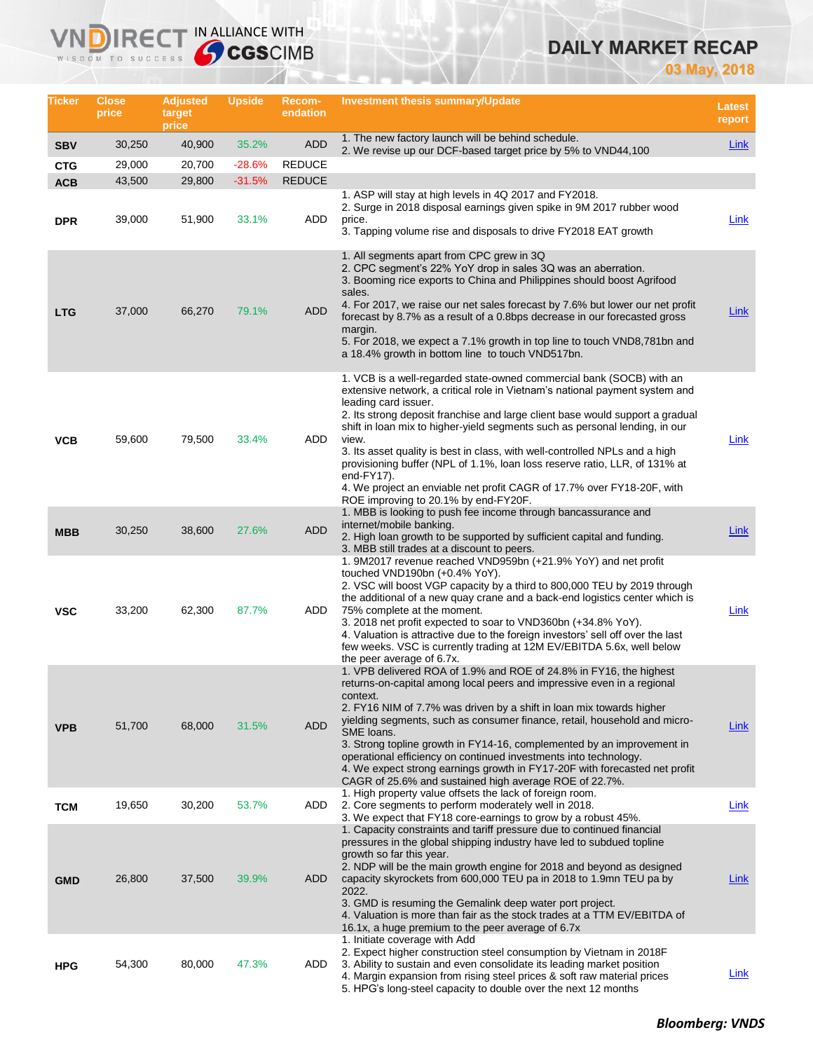# DAILY MARKET RECAP

**03 May, 2018**

| Ticker | Close price | Adjusted target price | Upside | Recom-endation | Investment thesis summary/Update | Latest report |
|---|---|---|---|---|---|---|
| **SBV** | 30,250 | 40,900 | 35.2% | ADD | 1. The new factory launch will be behind schedule.<br>2. We revise up our DCF-based target price by 5% to VND44,100 | Link |
| **CTG** | 29,000 | 20,700 | -28.6% | REDUCE | | |
| **ACB** | 43,500 | 29,800 | -31.5% | REDUCE | | |
| **DPR** | 39,000 | 51,900 | 33.1% | ADD | 1. ASP will stay at high levels in 4Q 2017 and FY2018.<br>2. Surge in 2018 disposal earnings given spike in 9M 2017 rubber wood price.<br>3. Tapping volume rise and disposals to drive FY2018 EAT growth | Link |
| **LTG** | 37,000 | 66,270 | 79.1% | ADD | 1. All segments apart from CPC grew in 3Q<br>2. CPC segment's 22% YoY drop in sales 3Q was an aberration.<br>3. Booming rice exports to China and Philippines should boost Agrifood sales.<br>4. For 2017, we raise our net sales forecast by 7.6% but lower our net profit forecast by 8.7% as a result of a 0.8bps decrease in our forecasted gross margin.<br>5. For 2018, we expect a 7.1% growth in top line to touch VND8,781bn and a 18.4% growth in bottom line to touch VND517bn. | Link |
| **VCB** | 59,600 | 79,500 | 33.4% | ADD | 1. VCB is a well-regarded state-owned commercial bank (SOCB) with an extensive network, a critical role in Vietnam's national payment system and leading card issuer.<br>2. Its strong deposit franchise and large client base would support a gradual shift in loan mix to higher-yield segments such as personal lending, in our view.<br>3. Its asset quality is best in class, with well-controlled NPLs and a high provisioning buffer (NPL of 1.1%, loan loss reserve ratio, LLR, of 131% at end-FY17).<br>4. We project an enviable net profit CAGR of 17.7% over FY18-20F, with ROE improving to 20.1% by end-FY20F. | Link |
| **MBB** | 30,250 | 38,600 | 27.6% | ADD | 1. MBB is looking to push fee income through bancassurance and internet/mobile banking.<br>2. High loan growth to be supported by sufficient capital and funding.<br>3. MBB still trades at a discount to peers. | Link |
| **VSC** | 33,200 | 62,300 | 87.7% | ADD | 1. 9M2017 revenue reached VND959bn (+21.9% YoY) and net profit touched VND190bn (+0.4% YoY).<br>2. VSC will boost VGP capacity by a third to 800,000 TEU by 2019 through the additional of a new quay crane and a back-end logistics center which is 75% complete at the moment.<br>3. 2018 net profit expected to soar to VND360bn (+34.8% YoY).<br>4. Valuation is attractive due to the foreign investors' sell off over the last few weeks. VSC is currently trading at 12M EV/EBITDA 5.6x, well below the peer average of 6.7x. | Link |
| **VPB** | 51,700 | 68,000 | 31.5% | ADD | 1. VPB delivered ROA of 1.9% and ROE of 24.8% in FY16, the highest returns-on-capital among local peers and impressive even in a regional context.<br>2. FY16 NIM of 7.7% was driven by a shift in loan mix towards higher yielding segments, such as consumer finance, retail, household and micro-SME loans.<br>3. Strong topline growth in FY14-16, complemented by an improvement in operational efficiency on continued investments into technology.<br>4. We expect strong earnings growth in FY17-20F with forecasted net profit CAGR of 25.6% and sustained high average ROE of 22.7%. | Link |
| **TCM** | 19,650 | 30,200 | 53.7% | ADD | 1. High property value offsets the lack of foreign room.<br>2. Core segments to perform moderately well in 2018.<br>3. We expect that FY18 core-earnings to grow by a robust 45%. | Link |
| **GMD** | 26,800 | 37,500 | 39.9% | ADD | 1. Capacity constraints and tariff pressure due to continued financial pressures in the global shipping industry have led to subdued topline growth so far this year.<br>2. NDP will be the main growth engine for 2018 and beyond as designed capacity skyrockets from 600,000 TEU pa in 2018 to 1.9mn TEU pa by 2022.<br>3. GMD is resuming the Gemalink deep water port project.<br>4. Valuation is more than fair as the stock trades at a TTM EV/EBITDA of 16.1x, a huge premium to the peer average of 6.7x | Link |
| **HPG** | 54,300 | 80,000 | 47.3% | ADD | 1. Initiate coverage with Add<br>2. Expect higher construction steel consumption by Vietnam in 2018F<br>3. Ability to sustain and even consolidate its leading market position<br>4. Margin expansion from rising steel prices & soft raw material prices<br>5. HPG's long-steel capacity to double over the next 12 months | Link |

***Bloomberg: VNDS***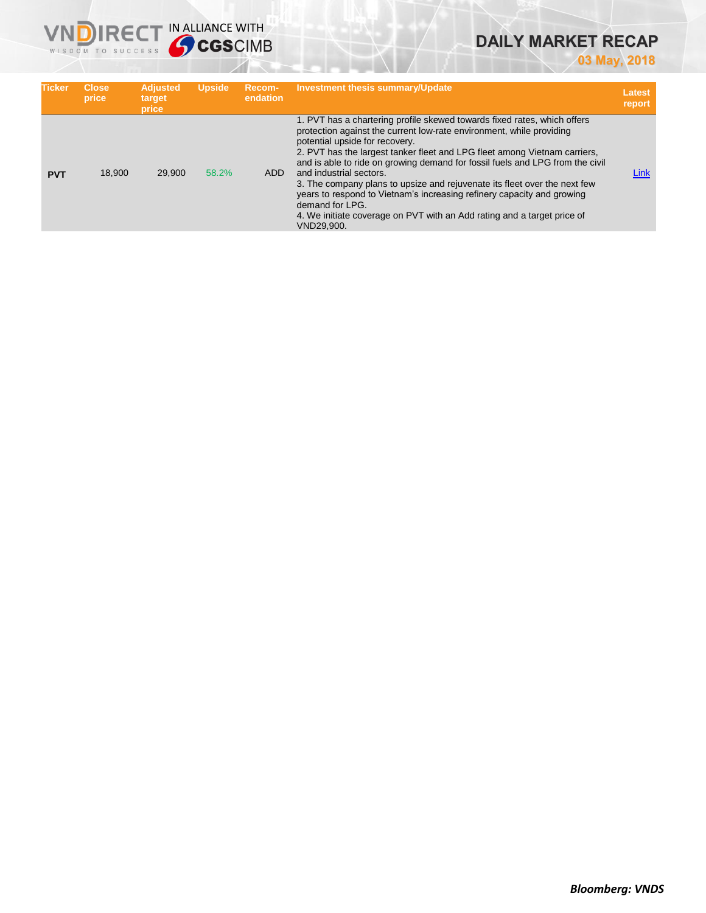| Ticker | Close price | Adjusted target price | Upside | Recom-endation | Investment thesis summary/Update | Latest report |
|---|---|---|---|---|---|---|
| **PVT** | 18,900 | 29,900 | 58.2% | ADD | 1. PVT has a chartering profile skewed towards fixed rates, which offers protection against the current low-rate environment, while providing potential upside for recovery.<br>2. PVT has the largest tanker fleet and LPG fleet among Vietnam carriers, and is able to ride on growing demand for fossil fuels and LPG from the civil and industrial sectors.<br>3. The company plans to upsize and rejuvenate its fleet over the next few years to respond to Vietnam's increasing refinery capacity and growing demand for LPG.<br>4. We initiate coverage on PVT with an Add rating and a target price of VND29,900. | Link |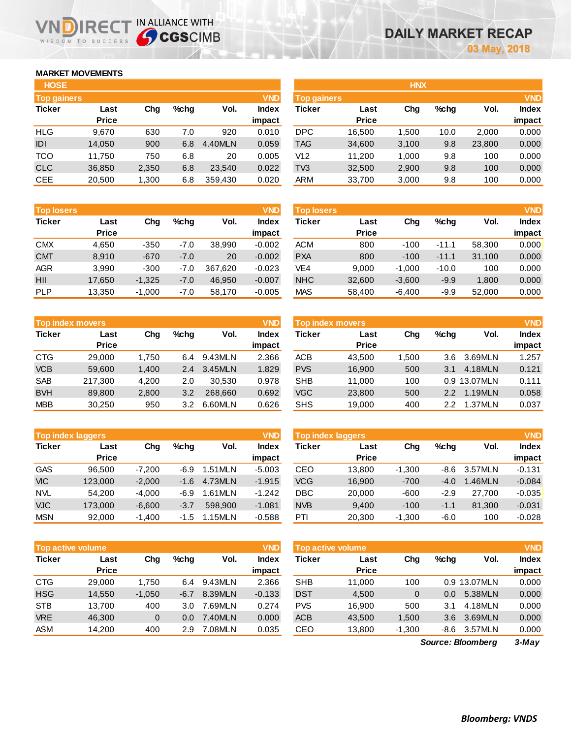# DAILY MARKET RECAP

**03 May, 2018**

## MARKET MOVEMENTS

### HOSE

**Top gainers** (VND)

| Ticker | Last Price | Chg | %chg | Vol. | Index impact |
|---|---|---|---|---|---|
| HLG | 9,670 | 630 | 7.0 | 920 | 0.010 |
| IDI | 14,050 | 900 | 6.8 | 4.40MLN | 0.059 |
| TCO | 11,750 | 750 | 6.8 | 20 | 0.005 |
| CLC | 36,850 | 2,350 | 6.8 | 23,540 | 0.022 |
| CEE | 20,500 | 1,300 | 6.8 | 359,430 | 0.020 |

**Top losers** (VND)

| Ticker | Last Price | Chg | %chg | Vol. | Index impact |
|---|---|---|---|---|---|
| CMX | 4,650 | -350 | -7.0 | 38,990 | -0.002 |
| CMT | 8,910 | -670 | -7.0 | 20 | -0.002 |
| AGR | 3,990 | -300 | -7.0 | 367,620 | -0.023 |
| HII | 17,650 | -1,325 | -7.0 | 46,950 | -0.007 |
| PLP | 13,350 | -1,000 | -7.0 | 58,170 | -0.005 |

**Top index movers** (VND)

| Ticker | Last Price | Chg | %chg | Vol. | Index impact |
|---|---|---|---|---|---|
| CTG | 29,000 | 1,750 | 6.4 | 9.43MLN | 2.366 |
| VCB | 59,600 | 1,400 | 2.4 | 3.45MLN | 1.829 |
| SAB | 217,300 | 4,200 | 2.0 | 30,530 | 0.978 |
| BVH | 89,800 | 2,800 | 3.2 | 268,660 | 0.692 |
| MBB | 30,250 | 950 | 3.2 | 6.60MLN | 0.626 |

**Top index laggers** (VND)

| Ticker | Last Price | Chg | %chg | Vol. | Index impact |
|---|---|---|---|---|---|
| GAS | 96,500 | -7,200 | -6.9 | 1.51MLN | -5.003 |
| VIC | 123,000 | -2,000 | -1.6 | 4.73MLN | -1.915 |
| NVL | 54,200 | -4,000 | -6.9 | 1.61MLN | -1.242 |
| VJC | 173,000 | -6,600 | -3.7 | 598,900 | -1.081 |
| MSN | 92,000 | -1,400 | -1.5 | 1.15MLN | -0.588 |

**Top active volume** (VND)

| Ticker | Last Price | Chg | %chg | Vol. | Index impact |
|---|---|---|---|---|---|
| CTG | 29,000 | 1,750 | 6.4 | 9.43MLN | 2.366 |
| HSG | 14,550 | -1,050 | -6.7 | 8.39MLN | -0.133 |
| STB | 13,700 | 400 | 3.0 | 7.69MLN | 0.274 |
| VRE | 46,300 | 0 | 0.0 | 7.40MLN | 0.000 |
| ASM | 14,200 | 400 | 2.9 | 7.08MLN | 0.035 |

### HNX

**Top gainers** (VND)

| Ticker | Last Price | Chg | %chg | Vol. | Index impact |
|---|---|---|---|---|---|
| DPC | 16,500 | 1,500 | 10.0 | 2,000 | 0.000 |
| TAG | 34,600 | 3,100 | 9.8 | 23,800 | 0.000 |
| V12 | 11,200 | 1,000 | 9.8 | 100 | 0.000 |
| TV3 | 32,500 | 2,900 | 9.8 | 100 | 0.000 |
| ARM | 33,700 | 3,000 | 9.8 | 100 | 0.000 |

**Top losers** (VND)

| Ticker | Last Price | Chg | %chg | Vol. | Index impact |
|---|---|---|---|---|---|
| ACM | 800 | -100 | -11.1 | 58,300 | 0.000 |
| PXA | 800 | -100 | -11.1 | 31,100 | 0.000 |
| VE4 | 9,000 | -1,000 | -10.0 | 100 | 0.000 |
| NHC | 32,600 | -3,600 | -9.9 | 1,800 | 0.000 |
| MAS | 58,400 | -6,400 | -9.9 | 52,000 | 0.000 |

**Top index movers** (VND)

| Ticker | Last Price | Chg | %chg | Vol. | Index impact |
|---|---|---|---|---|---|
| ACB | 43,500 | 1,500 | 3.6 | 3.69MLN | 1.257 |
| PVS | 16,900 | 500 | 3.1 | 4.18MLN | 0.121 |
| SHB | 11,000 | 100 | 0.9 | 13.07MLN | 0.111 |
| VGC | 23,800 | 500 | 2.2 | 1.19MLN | 0.058 |
| SHS | 19,000 | 400 | 2.2 | 1.37MLN | 0.037 |

**Top index laggers** (VND)

| Ticker | Last Price | Chg | %chg | Vol. | Index impact |
|---|---|---|---|---|---|
| CEO | 13,800 | -1,300 | -8.6 | 3.57MLN | -0.131 |
| VCG | 16,900 | -700 | -4.0 | 1.46MLN | -0.084 |
| DBC | 20,000 | -600 | -2.9 | 27,700 | -0.035 |
| NVB | 9,400 | -100 | -1.1 | 81,300 | -0.031 |
| PTI | 20,300 | -1,300 | -6.0 | 100 | -0.028 |

**Top active volume** (VND)

| Ticker | Last Price | Chg | %chg | Vol. | Index impact |
|---|---|---|---|---|---|
| SHB | 11,000 | 100 | 0.9 | 13.07MLN | 0.000 |
| DST | 4,500 | 0 | 0.0 | 5.38MLN | 0.000 |
| PVS | 16,900 | 500 | 3.1 | 4.18MLN | 0.000 |
| ACB | 43,500 | 1,500 | 3.6 | 3.69MLN | 0.000 |
| CEO | 13,800 | -1,300 | -8.6 | 3.57MLN | 0.000 |

*Source: Bloomberg* *3-May*

**Bloomberg: VNDS**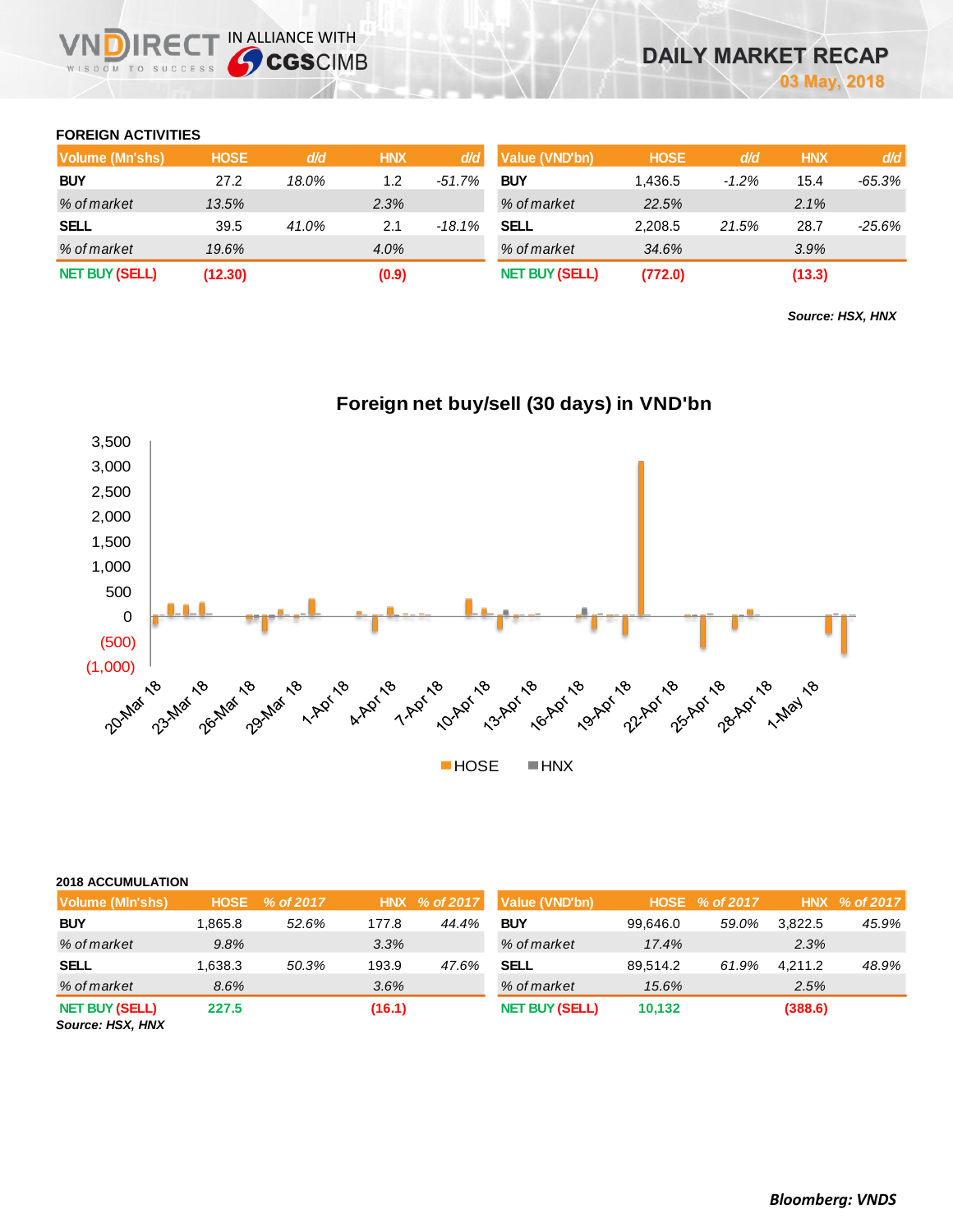# DAILY MARKET RECAP

03 May, 2018

## FOREIGN ACTIVITIES

| Volume (Mn'shs) | HOSE | d/d | HNX | d/d |
|---|---|---|---|---|
| BUY | 27.2 | 18.0% | 1.2 | -51.7% |
| % of market | 13.5% | | 2.3% | |
| SELL | 39.5 | 41.0% | 2.1 | -18.1% |
| % of market | 19.6% | | 4.0% | |
| NET BUY (SELL) | (12.30) | | (0.9) | |

| Value (VND'bn) | HOSE | d/d | HNX | d/d |
|---|---|---|---|---|
| BUY | 1,436.5 | -1.2% | 15.4 | -65.3% |
| % of market | 22.5% | | 2.1% | |
| SELL | 2,208.5 | 21.5% | 28.7 | -25.6% |
| % of market | 34.6% | | 3.9% | |
| NET BUY (SELL) | (772.0) | | (13.3) | |

*Source: HSX, HNX*

**Foreign net buy/sell (30 days) in VND'bn**

## 2018 ACCUMULATION

| Volume (Mln'shs) | HOSE | % of 2017 | HNX | % of 2017 |
|---|---|---|---|---|
| BUY | 1,865.8 | 52.6% | 177.8 | 44.4% |
| % of market | 9.8% | | 3.3% | |
| SELL | 1,638.3 | 50.3% | 193.9 | 47.6% |
| % of market | 8.6% | | 3.6% | |
| NET BUY (SELL) | 227.5 | | (16.1) | |

| Value (VND'bn) | HOSE | % of 2017 | HNX | % of 2017 |
|---|---|---|---|---|
| BUY | 99,646.0 | 59.0% | 3,822.5 | 45.9% |
| % of market | 17.4% | | 2.3% | |
| SELL | 89,514.2 | 61.9% | 4,211.2 | 48.9% |
| % of market | 15.6% | | 2.5% | |
| NET BUY (SELL) | 10,132 | | (388.6) | |

*Source: HSX, HNX*

***Bloomberg: VNDS***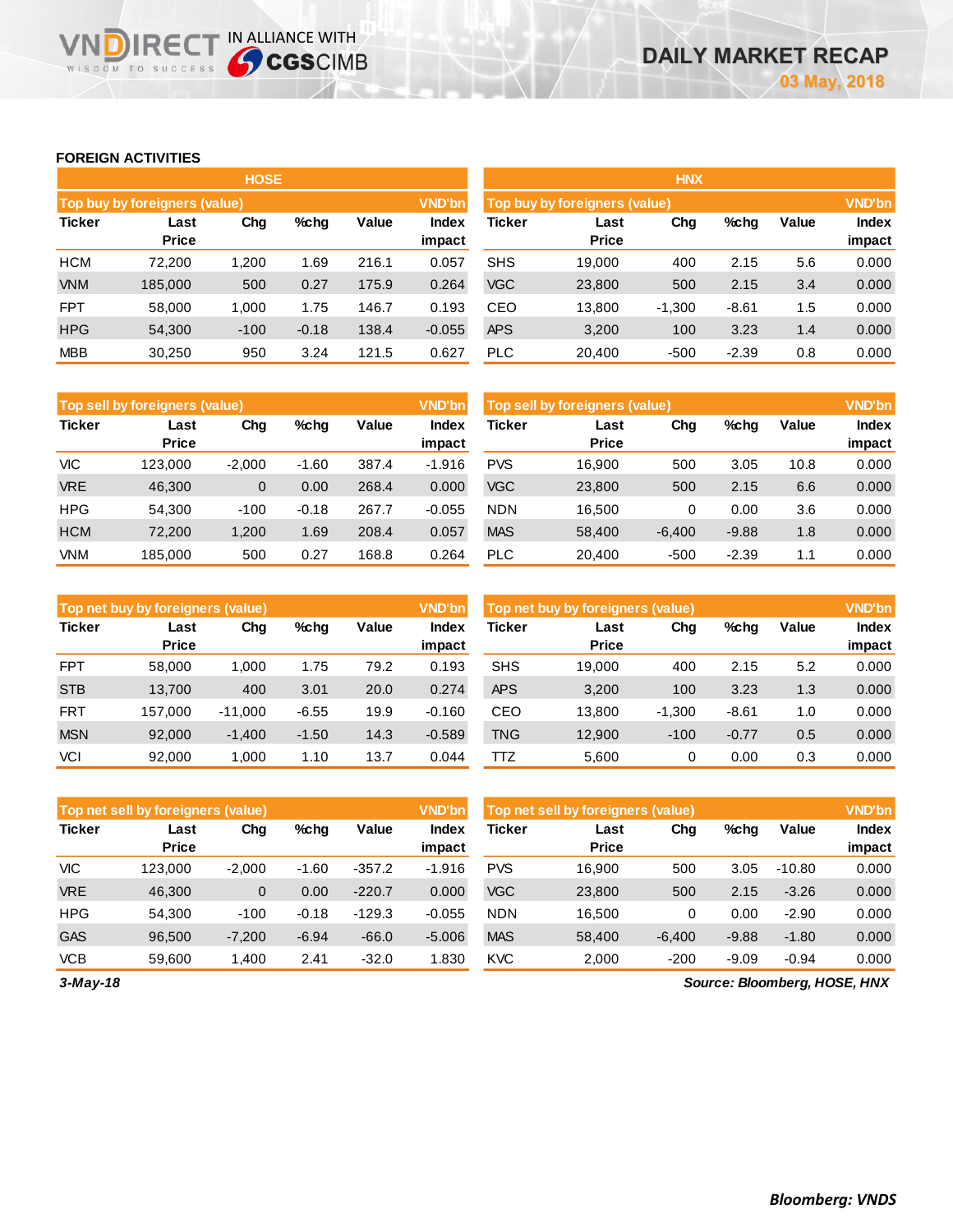# DAILY MARKET RECAP

03 May, 2018

## FOREIGN ACTIVITIES

### HOSE

**Top buy by foreigners (value)** (VND'bn)

| Ticker | Last Price | Chg | %chg | Value | Index impact |
|---|---|---|---|---|---|
| HCM | 72,200 | 1,200 | 1.69 | 216.1 | 0.057 |
| VNM | 185,000 | 500 | 0.27 | 175.9 | 0.264 |
| FPT | 58,000 | 1,000 | 1.75 | 146.7 | 0.193 |
| HPG | 54,300 | -100 | -0.18 | 138.4 | -0.055 |
| MBB | 30,250 | 950 | 3.24 | 121.5 | 0.627 |

**Top sell by foreigners (value)** (VND'bn)

| Ticker | Last Price | Chg | %chg | Value | Index impact |
|---|---|---|---|---|---|
| VIC | 123,000 | -2,000 | -1.60 | 387.4 | -1.916 |
| VRE | 46,300 | 0 | 0.00 | 268.4 | 0.000 |
| HPG | 54,300 | -100 | -0.18 | 267.7 | -0.055 |
| HCM | 72,200 | 1,200 | 1.69 | 208.4 | 0.057 |
| VNM | 185,000 | 500 | 0.27 | 168.8 | 0.264 |

**Top net buy by foreigners (value)** (VND'bn)

| Ticker | Last Price | Chg | %chg | Value | Index impact |
|---|---|---|---|---|---|
| FPT | 58,000 | 1,000 | 1.75 | 79.2 | 0.193 |
| STB | 13,700 | 400 | 3.01 | 20.0 | 0.274 |
| FRT | 157,000 | -11,000 | -6.55 | 19.9 | -0.160 |
| MSN | 92,000 | -1,400 | -1.50 | 14.3 | -0.589 |
| VCI | 92,000 | 1,000 | 1.10 | 13.7 | 0.044 |

**Top net sell by foreigners (value)** (VND'bn)

| Ticker | Last Price | Chg | %chg | Value | Index impact |
|---|---|---|---|---|---|
| VIC | 123,000 | -2,000 | -1.60 | -357.2 | -1.916 |
| VRE | 46,300 | 0 | 0.00 | -220.7 | 0.000 |
| HPG | 54,300 | -100 | -0.18 | -129.3 | -0.055 |
| GAS | 96,500 | -7,200 | -6.94 | -66.0 | -5.006 |
| VCB | 59,600 | 1,400 | 2.41 | -32.0 | 1.830 |

### HNX

**Top buy by foreigners (value)** (VND'bn)

| Ticker | Last Price | Chg | %chg | Value | Index impact |
|---|---|---|---|---|---|
| SHS | 19,000 | 400 | 2.15 | 5.6 | 0.000 |
| VGC | 23,800 | 500 | 2.15 | 3.4 | 0.000 |
| CEO | 13,800 | -1,300 | -8.61 | 1.5 | 0.000 |
| APS | 3,200 | 100 | 3.23 | 1.4 | 0.000 |
| PLC | 20,400 | -500 | -2.39 | 0.8 | 0.000 |

**Top sell by foreigners (value)** (VND'bn)

| Ticker | Last Price | Chg | %chg | Value | Index impact |
|---|---|---|---|---|---|
| PVS | 16,900 | 500 | 3.05 | 10.8 | 0.000 |
| VGC | 23,800 | 500 | 2.15 | 6.6 | 0.000 |
| NDN | 16,500 | 0 | 0.00 | 3.6 | 0.000 |
| MAS | 58,400 | -6,400 | -9.88 | 1.8 | 0.000 |
| PLC | 20,400 | -500 | -2.39 | 1.1 | 0.000 |

**Top net buy by foreigners (value)** (VND'bn)

| Ticker | Last Price | Chg | %chg | Value | Index impact |
|---|---|---|---|---|---|
| SHS | 19,000 | 400 | 2.15 | 5.2 | 0.000 |
| APS | 3,200 | 100 | 3.23 | 1.3 | 0.000 |
| CEO | 13,800 | -1,300 | -8.61 | 1.0 | 0.000 |
| TNG | 12,900 | -100 | -0.77 | 0.5 | 0.000 |
| TTZ | 5,600 | 0 | 0.00 | 0.3 | 0.000 |

**Top net sell by foreigners (value)** (VND'bn)

| Ticker | Last Price | Chg | %chg | Value | Index impact |
|---|---|---|---|---|---|
| PVS | 16,900 | 500 | 3.05 | -10.80 | 0.000 |
| VGC | 23,800 | 500 | 2.15 | -3.26 | 0.000 |
| NDN | 16,500 | 0 | 0.00 | -2.90 | 0.000 |
| MAS | 58,400 | -6,400 | -9.88 | -1.80 | 0.000 |
| KVC | 2,000 | -200 | -9.09 | -0.94 | 0.000 |

*3-May-18*

*Source: Bloomberg, HOSE, HNX*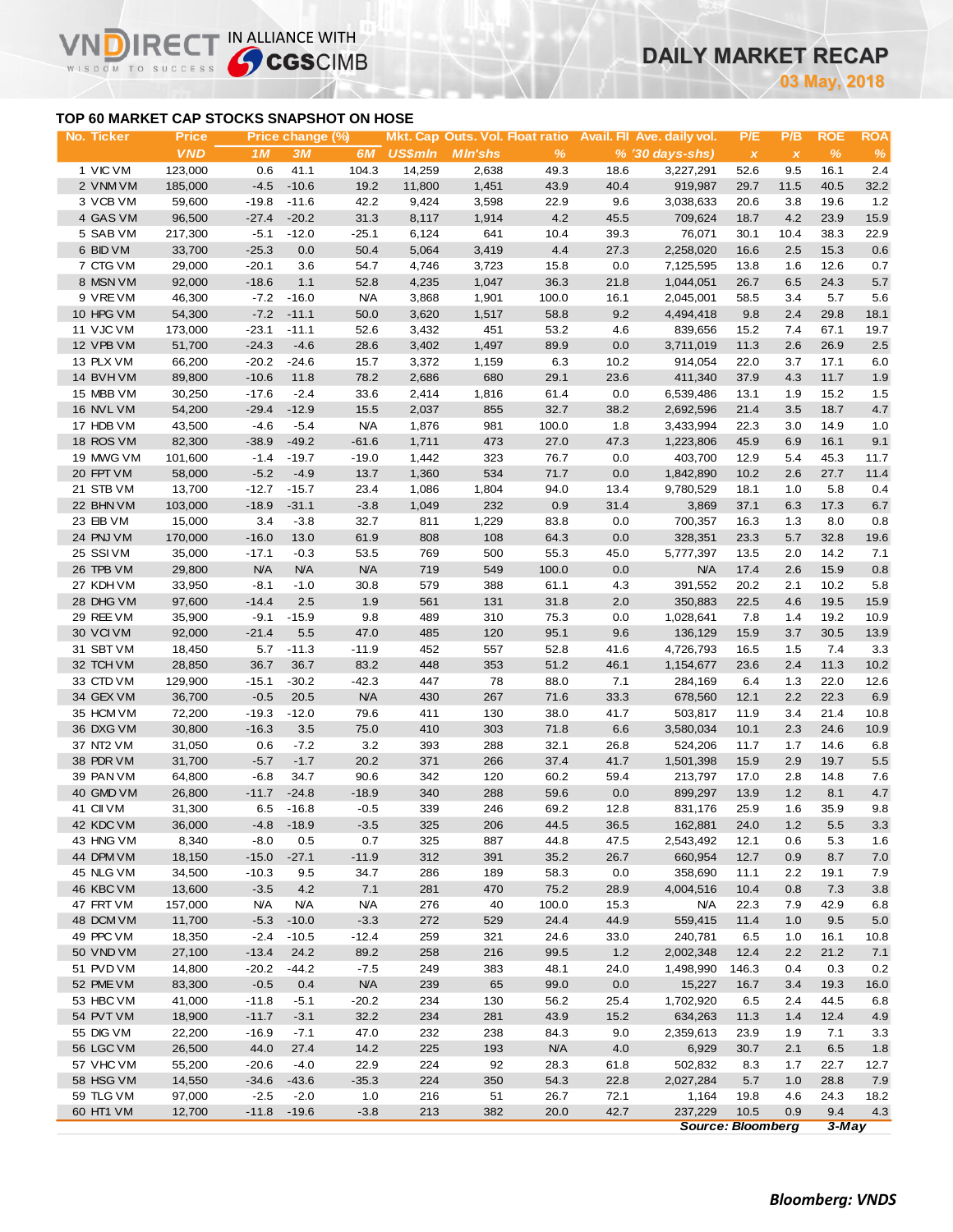## TOP 60 MARKET CAP STOCKS SNAPSHOT ON HOSE

| No. | Ticker | Price | Price change (%) | | | Mkt. Cap | Outs. Vol. | Float ratio | Avail. FII | Ave. daily vol. | P/E | P/B | ROE | ROA |
|---|---|---|---|---|---|---|---|---|---|---|---|---|---|---|
| | | VND | 1M | 3M | 6M | US$mln | Mln'shs | % | % | '30 days-shs) | x | x | % | % |
| 1 | VIC VM | 123,000 | 0.6 | 41.1 | 104.3 | 14,259 | 2,638 | 49.3 | 18.6 | 3,227,291 | 52.6 | 9.5 | 16.1 | 2.4 |
| 2 | VNM VM | 185,000 | -4.5 | -10.6 | 19.2 | 11,800 | 1,451 | 43.9 | 40.4 | 919,987 | 29.7 | 11.5 | 40.5 | 32.2 |
| 3 | VCB VM | 59,600 | -19.8 | -11.6 | 42.2 | 9,424 | 3,598 | 22.9 | 9.6 | 3,038,633 | 20.6 | 3.8 | 19.6 | 1.2 |
| 4 | GAS VM | 96,500 | -27.4 | -20.2 | 31.3 | 8,117 | 1,914 | 4.2 | 45.5 | 709,624 | 18.7 | 4.2 | 23.9 | 15.9 |
| 5 | SAB VM | 217,300 | -5.1 | -12.0 | -25.1 | 6,124 | 641 | 10.4 | 39.3 | 76,071 | 30.1 | 10.4 | 38.3 | 22.9 |
| 6 | BID VM | 33,700 | -25.3 | 0.0 | 50.4 | 5,064 | 3,419 | 4.4 | 27.3 | 2,258,020 | 16.6 | 2.5 | 15.3 | 0.6 |
| 7 | CTG VM | 29,000 | -20.1 | 3.6 | 54.7 | 4,746 | 3,723 | 15.8 | 0.0 | 7,125,595 | 13.8 | 1.6 | 12.6 | 0.7 |
| 8 | MSN VM | 92,000 | -18.6 | 1.1 | 52.8 | 4,235 | 1,047 | 36.3 | 21.8 | 1,044,051 | 26.7 | 6.5 | 24.3 | 5.7 |
| 9 | VRE VM | 46,300 | -7.2 | -16.0 | N/A | 3,868 | 1,901 | 100.0 | 16.1 | 2,045,001 | 58.5 | 3.4 | 5.7 | 5.6 |
| 10 | HPG VM | 54,300 | -7.2 | -11.1 | 50.0 | 3,620 | 1,517 | 58.8 | 9.2 | 4,494,418 | 9.8 | 2.4 | 29.8 | 18.1 |
| 11 | VJC VM | 173,000 | -23.1 | -11.1 | 52.6 | 3,432 | 451 | 53.2 | 4.6 | 839,656 | 15.2 | 7.4 | 67.1 | 19.7 |
| 12 | VPB VM | 51,700 | -24.3 | -4.6 | 28.6 | 3,402 | 1,497 | 89.9 | 0.0 | 3,711,019 | 11.3 | 2.6 | 26.9 | 2.5 |
| 13 | PLX VM | 66,200 | -20.2 | -24.6 | 15.7 | 3,372 | 1,159 | 6.3 | 10.2 | 914,054 | 22.0 | 3.7 | 17.1 | 6.0 |
| 14 | BVH VM | 89,800 | -10.6 | 11.8 | 78.2 | 2,686 | 680 | 29.1 | 23.6 | 411,340 | 37.9 | 4.3 | 11.7 | 1.9 |
| 15 | MBB VM | 30,250 | -17.6 | -2.4 | 33.6 | 2,414 | 1,816 | 61.4 | 0.0 | 6,539,486 | 13.1 | 1.9 | 15.2 | 1.5 |
| 16 | NVL VM | 54,200 | -29.4 | -12.9 | 15.5 | 2,037 | 855 | 32.7 | 38.2 | 2,692,596 | 21.4 | 3.5 | 18.7 | 4.7 |
| 17 | HDB VM | 43,500 | -4.6 | -5.4 | N/A | 1,876 | 981 | 100.0 | 1.8 | 3,433,994 | 22.3 | 3.0 | 14.9 | 1.0 |
| 18 | ROS VM | 82,300 | -38.9 | -49.2 | -61.6 | 1,711 | 473 | 27.0 | 47.3 | 1,223,806 | 45.9 | 6.9 | 16.1 | 9.1 |
| 19 | MWG VM | 101,600 | -1.4 | -19.7 | -19.0 | 1,442 | 323 | 76.7 | 0.0 | 403,700 | 12.9 | 5.4 | 45.3 | 11.7 |
| 20 | FPT VM | 58,000 | -5.2 | -4.9 | 13.7 | 1,360 | 534 | 71.7 | 0.0 | 1,842,890 | 10.2 | 2.6 | 27.7 | 11.4 |
| 21 | STB VM | 13,700 | -12.7 | -15.7 | 23.4 | 1,086 | 1,804 | 94.0 | 13.4 | 9,780,529 | 18.1 | 1.0 | 5.8 | 0.4 |
| 22 | BHN VM | 103,000 | -18.9 | -31.1 | -3.8 | 1,049 | 232 | 0.9 | 31.4 | 3,869 | 37.1 | 6.3 | 17.3 | 6.7 |
| 23 | EIB VM | 15,000 | 3.4 | -3.8 | 32.7 | 811 | 1,229 | 83.8 | 0.0 | 700,357 | 16.3 | 1.3 | 8.0 | 0.8 |
| 24 | PNJ VM | 170,000 | -16.0 | 13.0 | 61.9 | 808 | 108 | 64.3 | 0.0 | 328,351 | 23.3 | 5.7 | 32.8 | 19.6 |
| 25 | SSI VM | 35,000 | -17.1 | -0.3 | 53.5 | 769 | 500 | 55.3 | 45.0 | 5,777,397 | 13.5 | 2.0 | 14.2 | 7.1 |
| 26 | TPB VM | 29,800 | N/A | N/A | N/A | 719 | 549 | 100.0 | 0.0 | N/A | 17.4 | 2.6 | 15.9 | 0.8 |
| 27 | KDH VM | 33,950 | -8.1 | -1.0 | 30.8 | 579 | 388 | 61.1 | 4.3 | 391,552 | 20.2 | 2.1 | 10.2 | 5.8 |
| 28 | DHG VM | 97,600 | -14.4 | 2.5 | 1.9 | 561 | 131 | 31.8 | 2.0 | 350,883 | 22.5 | 4.6 | 19.5 | 15.9 |
| 29 | REE VM | 35,900 | -9.1 | -15.9 | 9.8 | 489 | 310 | 75.3 | 0.0 | 1,028,641 | 7.8 | 1.4 | 19.2 | 10.9 |
| 30 | VCI VM | 92,000 | -21.4 | 5.5 | 47.0 | 485 | 120 | 95.1 | 9.6 | 136,129 | 15.9 | 3.7 | 30.5 | 13.9 |
| 31 | SBT VM | 18,450 | 5.7 | -11.3 | -11.9 | 452 | 557 | 52.8 | 41.6 | 4,726,793 | 16.5 | 1.5 | 7.4 | 3.3 |
| 32 | TCH VM | 28,850 | 36.7 | 36.7 | 83.2 | 448 | 353 | 51.2 | 46.1 | 1,154,677 | 23.6 | 2.4 | 11.3 | 10.2 |
| 33 | CTD VM | 129,900 | -15.1 | -30.2 | -42.3 | 447 | 78 | 88.0 | 7.1 | 284,169 | 6.4 | 1.3 | 22.0 | 12.6 |
| 34 | GEX VM | 36,700 | -0.5 | 20.5 | N/A | 430 | 267 | 71.6 | 33.3 | 678,560 | 12.1 | 2.2 | 22.3 | 6.9 |
| 35 | HCM VM | 72,200 | -19.3 | -12.0 | 79.6 | 411 | 130 | 38.0 | 41.7 | 503,817 | 11.9 | 3.4 | 21.4 | 10.8 |
| 36 | DXG VM | 30,800 | -16.3 | 3.5 | 75.0 | 410 | 303 | 71.8 | 6.6 | 3,580,034 | 10.1 | 2.3 | 24.6 | 10.9 |
| 37 | NT2 VM | 31,050 | 0.6 | -7.2 | 3.2 | 393 | 288 | 32.1 | 26.8 | 524,206 | 11.7 | 1.7 | 14.6 | 6.8 |
| 38 | PDR VM | 31,700 | -5.7 | -1.7 | 20.2 | 371 | 266 | 37.4 | 41.7 | 1,501,398 | 15.9 | 2.9 | 19.7 | 5.5 |
| 39 | PAN VM | 64,800 | -6.8 | 34.7 | 90.6 | 342 | 120 | 60.2 | 59.4 | 213,797 | 17.0 | 2.8 | 14.8 | 7.6 |
| 40 | GMD VM | 26,800 | -11.7 | -24.8 | -18.9 | 340 | 288 | 59.6 | 0.0 | 899,297 | 13.9 | 1.2 | 8.1 | 4.7 |
| 41 | CII VM | 31,300 | 6.5 | -16.8 | -0.5 | 339 | 246 | 69.2 | 12.8 | 831,176 | 25.9 | 1.6 | 35.9 | 9.8 |
| 42 | KDC VM | 36,000 | -4.8 | -18.9 | -3.5 | 325 | 206 | 44.5 | 36.5 | 162,881 | 24.0 | 1.2 | 5.5 | 3.3 |
| 43 | HNG VM | 8,340 | -8.0 | 0.5 | 0.7 | 325 | 887 | 44.8 | 47.5 | 2,543,492 | 12.1 | 0.6 | 5.3 | 1.6 |
| 44 | DPM VM | 18,150 | -15.0 | -27.1 | -11.9 | 312 | 391 | 35.2 | 26.7 | 660,954 | 12.7 | 0.9 | 8.7 | 7.0 |
| 45 | NLG VM | 34,500 | -10.3 | 9.5 | 34.7 | 286 | 189 | 58.3 | 0.0 | 358,690 | 11.1 | 2.2 | 19.1 | 7.9 |
| 46 | KBC VM | 13,600 | -3.5 | 4.2 | 7.1 | 281 | 470 | 75.2 | 28.9 | 4,004,516 | 10.4 | 0.8 | 7.3 | 3.8 |
| 47 | FRT VM | 157,000 | N/A | N/A | N/A | 276 | 40 | 100.0 | 15.3 | N/A | 22.3 | 7.9 | 42.9 | 6.8 |
| 48 | DCM VM | 11,700 | -5.3 | -10.0 | -3.3 | 272 | 529 | 24.4 | 44.9 | 559,415 | 11.4 | 1.0 | 9.5 | 5.0 |
| 49 | PPC VM | 18,350 | -2.4 | -10.5 | -12.4 | 259 | 321 | 24.6 | 33.0 | 240,781 | 6.5 | 1.0 | 16.1 | 10.8 |
| 50 | VND VM | 27,100 | -13.4 | 24.2 | 89.2 | 258 | 216 | 99.5 | 1.2 | 2,002,348 | 12.4 | 2.2 | 21.2 | 7.1 |
| 51 | PVD VM | 14,800 | -20.2 | -44.2 | -7.5 | 249 | 383 | 48.1 | 24.0 | 1,498,990 | 146.3 | 0.4 | 0.3 | 0.2 |
| 52 | PME VM | 83,300 | -0.5 | 0.4 | N/A | 239 | 65 | 99.0 | 0.0 | 15,227 | 16.7 | 3.4 | 19.3 | 16.0 |
| 53 | HBC VM | 41,000 | -11.8 | -5.1 | -20.2 | 234 | 130 | 56.2 | 25.4 | 1,702,920 | 6.5 | 2.4 | 44.5 | 6.8 |
| 54 | PVT VM | 18,900 | -11.7 | -3.1 | 32.2 | 234 | 281 | 43.9 | 15.2 | 634,263 | 11.3 | 1.4 | 12.4 | 4.9 |
| 55 | DIG VM | 22,200 | -16.9 | -7.1 | 47.0 | 232 | 238 | 84.3 | 9.0 | 2,359,613 | 23.9 | 1.9 | 7.1 | 3.3 |
| 56 | LGC VM | 26,500 | 44.0 | 27.4 | 14.2 | 225 | 193 | N/A | 4.0 | 6,929 | 30.7 | 2.1 | 6.5 | 1.8 |
| 57 | VHC VM | 55,200 | -20.6 | -4.0 | 22.9 | 224 | 92 | 28.3 | 61.8 | 502,832 | 8.3 | 1.7 | 22.7 | 12.7 |
| 58 | HSG VM | 14,550 | -34.6 | -43.6 | -35.3 | 224 | 350 | 54.3 | 22.8 | 2,027,284 | 5.7 | 1.0 | 28.8 | 7.9 |
| 59 | TLG VM | 97,000 | -2.5 | -2.0 | 1.0 | 216 | 51 | 26.7 | 72.1 | 1,164 | 19.8 | 4.6 | 24.3 | 18.2 |
| 60 | HT1 VM | 12,700 | -11.8 | -19.6 | -3.8 | 213 | 382 | 20.0 | 42.7 | 237,229 | 10.5 | 0.9 | 9.4 | 4.3 |

*Source: Bloomberg* *3-May*

***Bloomberg: VNDS***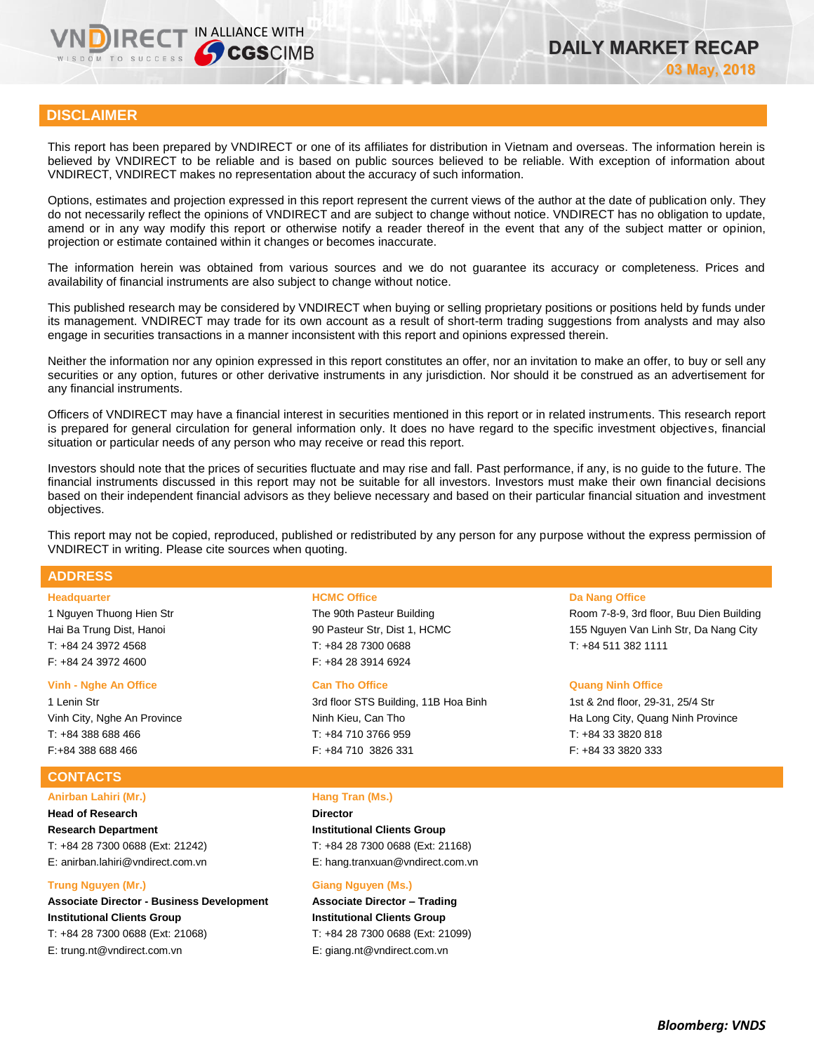# DAILY MARKET RECAP

03 May, 2018

## DISCLAIMER

This report has been prepared by VNDIRECT or one of its affiliates for distribution in Vietnam and overseas. The information herein is believed by VNDIRECT to be reliable and is based on public sources believed to be reliable. With exception of information about VNDIRECT, VNDIRECT makes no representation about the accuracy of such information.

Options, estimates and projection expressed in this report represent the current views of the author at the date of publication only. They do not necessarily reflect the opinions of VNDIRECT and are subject to change without notice. VNDIRECT has no obligation to update, amend or in any way modify this report or otherwise notify a reader thereof in the event that any of the subject matter or opinion, projection or estimate contained within it changes or becomes inaccurate.

The information herein was obtained from various sources and we do not guarantee its accuracy or completeness. Prices and availability of financial instruments are also subject to change without notice.

This published research may be considered by VNDIRECT when buying or selling proprietary positions or positions held by funds under its management. VNDIRECT may trade for its own account as a result of short-term trading suggestions from analysts and may also engage in securities transactions in a manner inconsistent with this report and opinions expressed therein.

Neither the information nor any opinion expressed in this report constitutes an offer, nor an invitation to make an offer, to buy or sell any securities or any option, futures or other derivative instruments in any jurisdiction. Nor should it be construed as an advertisement for any financial instruments.

Officers of VNDIRECT may have a financial interest in securities mentioned in this report or in related instruments. This research report is prepared for general circulation for general information only. It does no have regard to the specific investment objectives, financial situation or particular needs of any person who may receive or read this report.

Investors should note that the prices of securities fluctuate and may rise and fall. Past performance, if any, is no guide to the future. The financial instruments discussed in this report may not be suitable for all investors. Investors must make their own financial decisions based on their independent financial advisors as they believe necessary and based on their particular financial situation and investment objectives.

This report may not be copied, reproduced, published or redistributed by any person for any purpose without the express permission of VNDIRECT in writing. Please cite sources when quoting.

## ADDRESS

**Headquarter**
1 Nguyen Thuong Hien Str
Hai Ba Trung Dist, Hanoi
T: +84 24 3972 4568
F: +84 24 3972 4600

**HCMC Office**
The 90th Pasteur Building
90 Pasteur Str, Dist 1, HCMC
T: +84 28 7300 0688
F: +84 28 3914 6924

**Da Nang Office**
Room 7-8-9, 3rd floor, Buu Dien Building
155 Nguyen Van Linh Str, Da Nang City
T: +84 511 382 1111

**Vinh - Nghe An Office**
1 Lenin Str
Vinh City, Nghe An Province
T: +84 388 688 466
F:+84 388 688 466

**Can Tho Office**
3rd floor STS Building, 11B Hoa Binh
Ninh Kieu, Can Tho
T: +84 710 3766 959
F: +84 710 3826 331

**Quang Ninh Office**
1st & 2nd floor, 29-31, 25/4 Str
Ha Long City, Quang Ninh Province
T: +84 33 3820 818
F: +84 33 3820 333

## CONTACTS

**Anirban Lahiri (Mr.)**
**Head of Research**
**Research Department**
T: +84 28 7300 0688 (Ext: 21242)
E: anirban.lahiri@vndirect.com.vn

**Hang Tran (Ms.)**
**Director**
**Institutional Clients Group**
T: +84 28 7300 0688 (Ext: 21168)
E: hang.tranxuan@vndirect.com.vn

**Trung Nguyen (Mr.)**
**Associate Director - Business Development**
**Institutional Clients Group**
T: +84 28 7300 0688 (Ext: 21068)
E: trung.nt@vndirect.com.vn

**Giang Nguyen (Ms.)**
**Associate Director – Trading**
**Institutional Clients Group**
T: +84 28 7300 0688 (Ext: 21099)
E: giang.nt@vndirect.com.vn

***Bloomberg: VNDS***